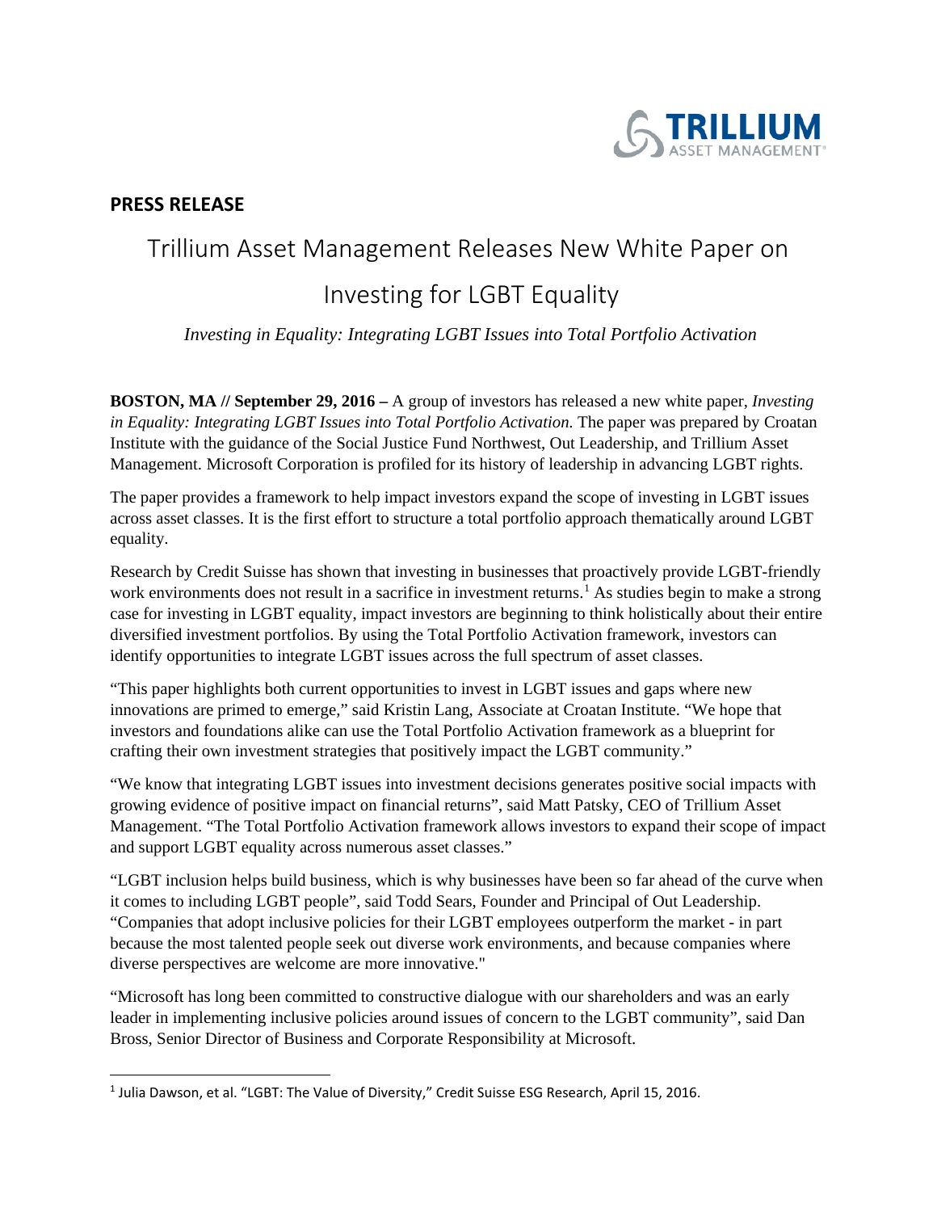**PRESS RELEASE**

# Trillium Asset Management Releases New White Paper on Investing for LGBT Equality

*Investing in Equality: Integrating LGBT Issues into Total Portfolio Activation*

**BOSTON, MA // September 29, 2016 –** A group of investors has released a new white paper, *Investing in Equality: Integrating LGBT Issues into Total Portfolio Activation.* The paper was prepared by Croatan Institute with the guidance of the Social Justice Fund Northwest, Out Leadership, and Trillium Asset Management. Microsoft Corporation is profiled for its history of leadership in advancing LGBT rights.

The paper provides a framework to help impact investors expand the scope of investing in LGBT issues across asset classes. It is the first effort to structure a total portfolio approach thematically around LGBT equality.

Research by Credit Suisse has shown that investing in businesses that proactively provide LGBT-friendly work environments does not result in a sacrifice in investment returns.[1] As studies begin to make a strong case for investing in LGBT equality, impact investors are beginning to think holistically about their entire diversified investment portfolios. By using the Total Portfolio Activation framework, investors can identify opportunities to integrate LGBT issues across the full spectrum of asset classes.

“This paper highlights both current opportunities to invest in LGBT issues and gaps where new innovations are primed to emerge,” said Kristin Lang, Associate at Croatan Institute. “We hope that investors and foundations alike can use the Total Portfolio Activation framework as a blueprint for crafting their own investment strategies that positively impact the LGBT community.”

“We know that integrating LGBT issues into investment decisions generates positive social impacts with growing evidence of positive impact on financial returns”, said Matt Patsky, CEO of Trillium Asset Management. “The Total Portfolio Activation framework allows investors to expand their scope of impact and support LGBT equality across numerous asset classes.”

“LGBT inclusion helps build business, which is why businesses have been so far ahead of the curve when it comes to including LGBT people”, said Todd Sears, Founder and Principal of Out Leadership. “Companies that adopt inclusive policies for their LGBT employees outperform the market - in part because the most talented people seek out diverse work environments, and because companies where diverse perspectives are welcome are more innovative."

“Microsoft has long been committed to constructive dialogue with our shareholders and was an early leader in implementing inclusive policies around issues of concern to the LGBT community”, said Dan Bross, Senior Director of Business and Corporate Responsibility at Microsoft.

---

[1] Julia Dawson, et al. “LGBT: The Value of Diversity,” Credit Suisse ESG Research, April 15, 2016.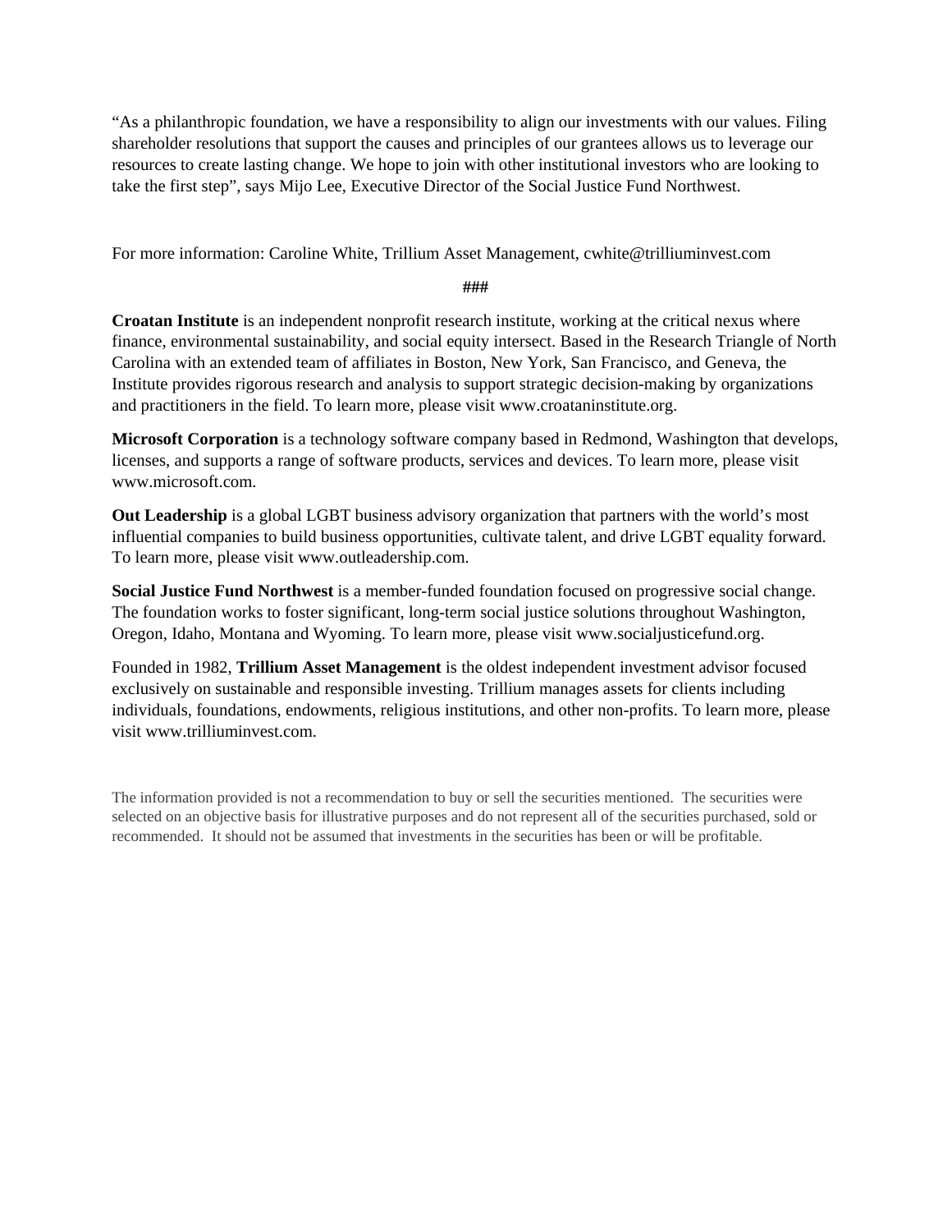"As a philanthropic foundation, we have a responsibility to align our investments with our values. Filing shareholder resolutions that support the causes and principles of our grantees allows us to leverage our resources to create lasting change. We hope to join with other institutional investors who are looking to take the first step", says Mijo Lee, Executive Director of the Social Justice Fund Northwest.

For more information: Caroline White, Trillium Asset Management, cwhite@trilliuminvest.com

###

**Croatan Institute** is an independent nonprofit research institute, working at the critical nexus where finance, environmental sustainability, and social equity intersect. Based in the Research Triangle of North Carolina with an extended team of affiliates in Boston, New York, San Francisco, and Geneva, the Institute provides rigorous research and analysis to support strategic decision-making by organizations and practitioners in the field. To learn more, please visit www.croataninstitute.org.

**Microsoft Corporation** is a technology software company based in Redmond, Washington that develops, licenses, and supports a range of software products, services and devices. To learn more, please visit www.microsoft.com.

**Out Leadership** is a global LGBT business advisory organization that partners with the world's most influential companies to build business opportunities, cultivate talent, and drive LGBT equality forward. To learn more, please visit www.outleadership.com.

**Social Justice Fund Northwest** is a member-funded foundation focused on progressive social change. The foundation works to foster significant, long-term social justice solutions throughout Washington, Oregon, Idaho, Montana and Wyoming. To learn more, please visit www.socialjusticefund.org.

Founded in 1982, **Trillium Asset Management** is the oldest independent investment advisor focused exclusively on sustainable and responsible investing. Trillium manages assets for clients including individuals, foundations, endowments, religious institutions, and other non-profits. To learn more, please visit www.trilliuminvest.com.

The information provided is not a recommendation to buy or sell the securities mentioned. The securities were selected on an objective basis for illustrative purposes and do not represent all of the securities purchased, sold or recommended. It should not be assumed that investments in the securities has been or will be profitable.